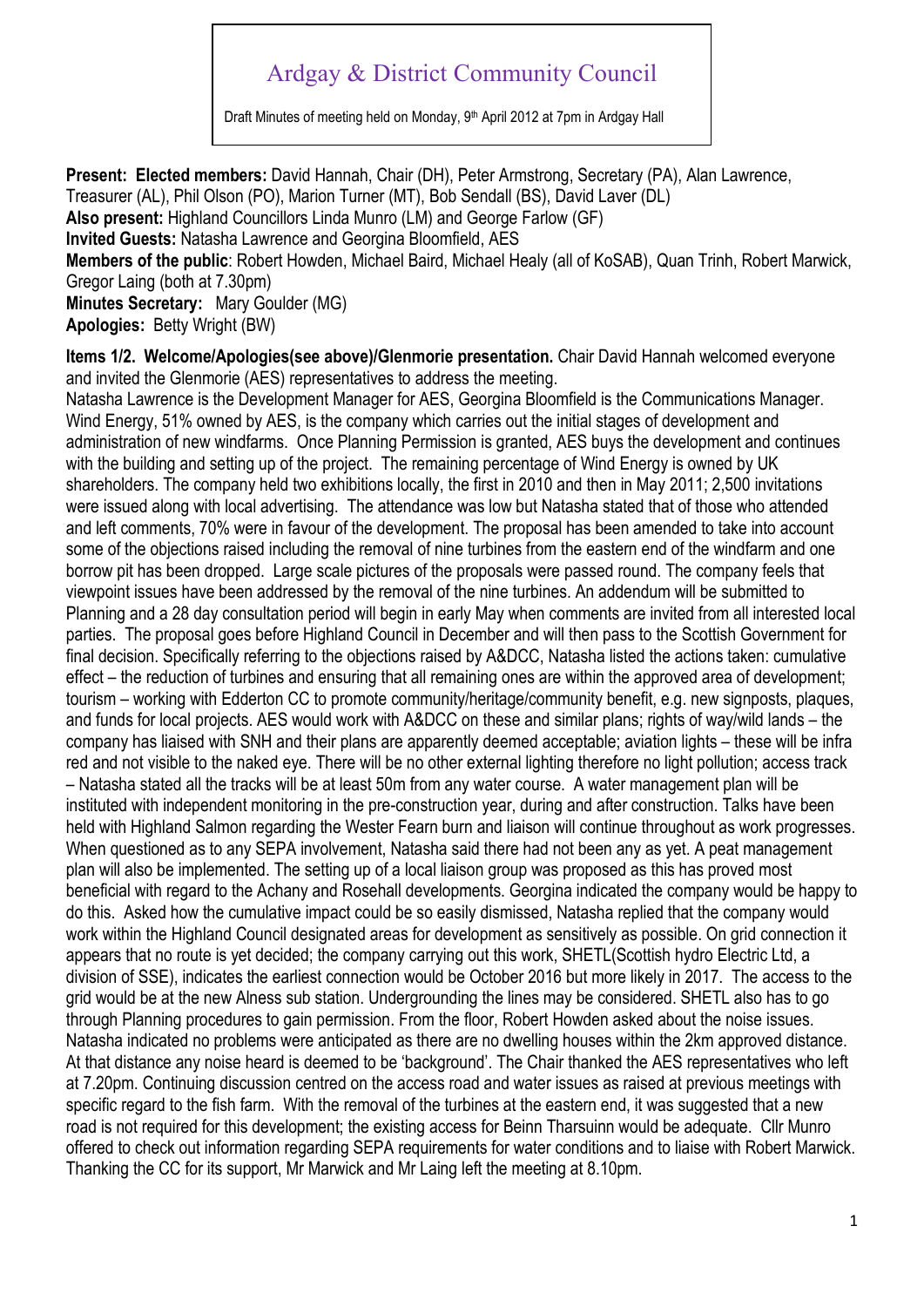# Ardgay & District Community Council

Draft Minutes of meeting held on Monday, 9th April 2012 at 7pm in Ardgay Hall

**Present: Elected members:** David Hannah, Chair (DH), Peter Armstrong, Secretary (PA), Alan Lawrence, Treasurer (AL), Phil Olson (PO), Marion Turner (MT), Bob Sendall (BS), David Laver (DL)
**Also present:** Highland Councillors Linda Munro (LM) and George Farlow (GF)
**Invited Guests:** Natasha Lawrence and Georgina Bloomfield, AES
**Members of the public**: Robert Howden, Michael Baird, Michael Healy (all of KoSAB), Quan Trinh, Robert Marwick, Gregor Laing (both at 7.30pm)
**Minutes Secretary:** Mary Goulder (MG)
**Apologies:** Betty Wright (BW)

**Items 1/2. Welcome/Apologies(see above)/Glenmorie presentation.** Chair David Hannah welcomed everyone and invited the Glenmorie (AES) representatives to address the meeting.
Natasha Lawrence is the Development Manager for AES, Georgina Bloomfield is the Communications Manager. Wind Energy, 51% owned by AES, is the company which carries out the initial stages of development and administration of new windfarms. Once Planning Permission is granted, AES buys the development and continues with the building and setting up of the project. The remaining percentage of Wind Energy is owned by UK shareholders. The company held two exhibitions locally, the first in 2010 and then in May 2011; 2,500 invitations were issued along with local advertising. The attendance was low but Natasha stated that of those who attended and left comments, 70% were in favour of the development. The proposal has been amended to take into account some of the objections raised including the removal of nine turbines from the eastern end of the windfarm and one borrow pit has been dropped. Large scale pictures of the proposals were passed round. The company feels that viewpoint issues have been addressed by the removal of the nine turbines. An addendum will be submitted to Planning and a 28 day consultation period will begin in early May when comments are invited from all interested local parties. The proposal goes before Highland Council in December and will then pass to the Scottish Government for final decision. Specifically referring to the objections raised by A&DCC, Natasha listed the actions taken: cumulative effect – the reduction of turbines and ensuring that all remaining ones are within the approved area of development; tourism – working with Edderton CC to promote community/heritage/community benefit, e.g. new signposts, plaques, and funds for local projects. AES would work with A&DCC on these and similar plans; rights of way/wild lands – the company has liaised with SNH and their plans are apparently deemed acceptable; aviation lights – these will be infra red and not visible to the naked eye. There will be no other external lighting therefore no light pollution; access track – Natasha stated all the tracks will be at least 50m from any water course. A water management plan will be instituted with independent monitoring in the pre-construction year, during and after construction. Talks have been held with Highland Salmon regarding the Wester Fearn burn and liaison will continue throughout as work progresses. When questioned as to any SEPA involvement, Natasha said there had not been any as yet. A peat management plan will also be implemented. The setting up of a local liaison group was proposed as this has proved most beneficial with regard to the Achany and Rosehall developments. Georgina indicated the company would be happy to do this. Asked how the cumulative impact could be so easily dismissed, Natasha replied that the company would work within the Highland Council designated areas for development as sensitively as possible. On grid connection it appears that no route is yet decided; the company carrying out this work, SHETL(Scottish hydro Electric Ltd, a division of SSE), indicates the earliest connection would be October 2016 but more likely in 2017. The access to the grid would be at the new Alness sub station. Undergrounding the lines may be considered. SHETL also has to go through Planning procedures to gain permission. From the floor, Robert Howden asked about the noise issues. Natasha indicated no problems were anticipated as there are no dwelling houses within the 2km approved distance. At that distance any noise heard is deemed to be 'background'. The Chair thanked the AES representatives who left at 7.20pm. Continuing discussion centred on the access road and water issues as raised at previous meetings with specific regard to the fish farm. With the removal of the turbines at the eastern end, it was suggested that a new road is not required for this development; the existing access for Beinn Tharsuinn would be adequate. Cllr Munro offered to check out information regarding SEPA requirements for water conditions and to liaise with Robert Marwick. Thanking the CC for its support, Mr Marwick and Mr Laing left the meeting at 8.10pm.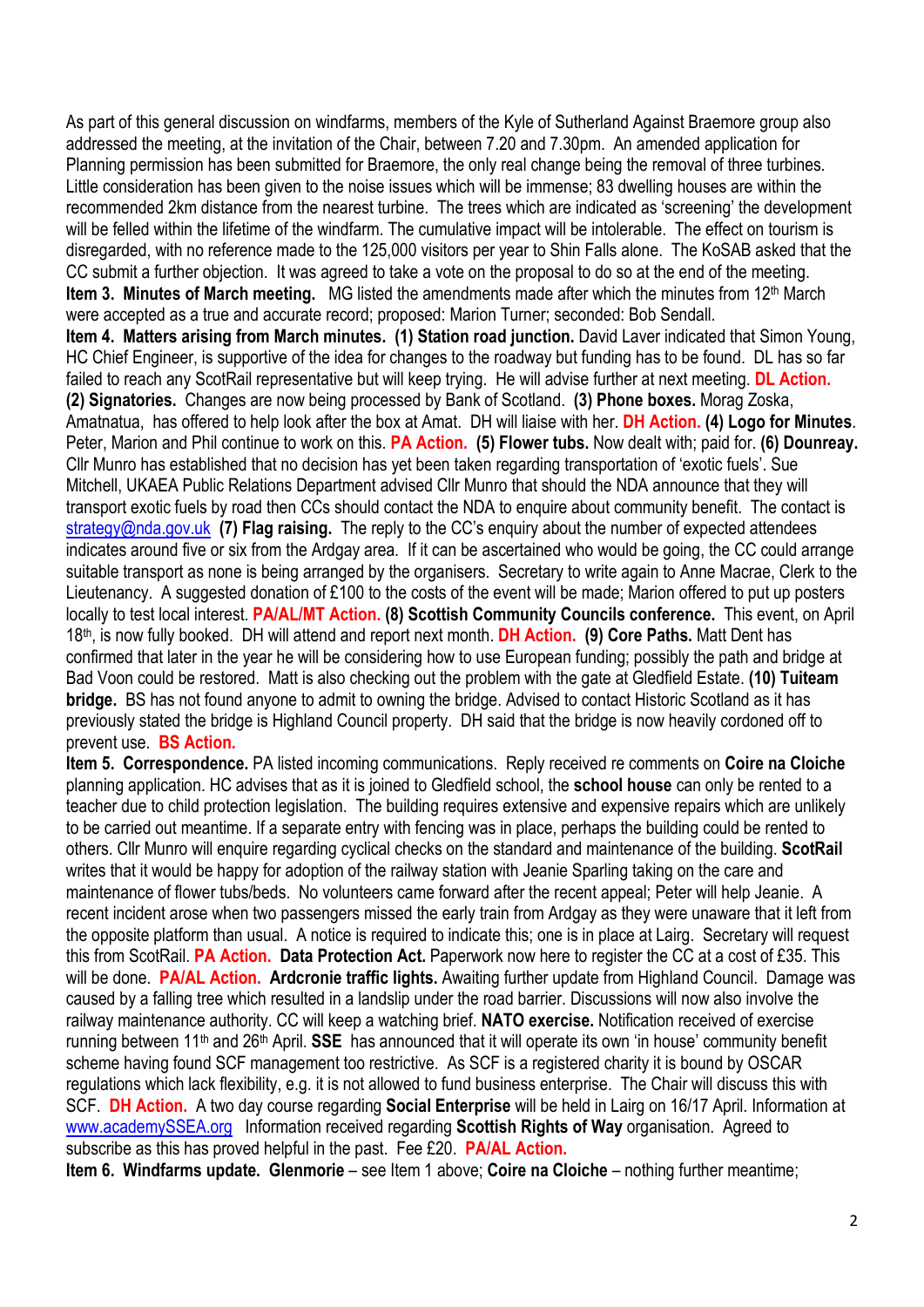As part of this general discussion on windfarms, members of the Kyle of Sutherland Against Braemore group also addressed the meeting, at the invitation of the Chair, between 7.20 and 7.30pm. An amended application for Planning permission has been submitted for Braemore, the only real change being the removal of three turbines. Little consideration has been given to the noise issues which will be immense; 83 dwelling houses are within the recommended 2km distance from the nearest turbine. The trees which are indicated as 'screening' the development will be felled within the lifetime of the windfarm. The cumulative impact will be intolerable. The effect on tourism is disregarded, with no reference made to the 125,000 visitors per year to Shin Falls alone. The KoSAB asked that the CC submit a further objection. It was agreed to take a vote on the proposal to do so at the end of the meeting.

**Item 3. Minutes of March meeting.** MG listed the amendments made after which the minutes from 12th March were accepted as a true and accurate record; proposed: Marion Turner; seconded: Bob Sendall.

**Item 4. Matters arising from March minutes. (1) Station road junction.** David Laver indicated that Simon Young, HC Chief Engineer, is supportive of the idea for changes to the roadway but funding has to be found. DL has so far failed to reach any ScotRail representative but will keep trying. He will advise further at next meeting. **DL Action. (2) Signatories.** Changes are now being processed by Bank of Scotland. **(3) Phone boxes.** Morag Zoska, Amatnatua, has offered to help look after the box at Amat. DH will liaise with her. **DH Action. (4) Logo for Minutes**. Peter, Marion and Phil continue to work on this. **PA Action. (5) Flower tubs.** Now dealt with; paid for. **(6) Dounreay.** Cllr Munro has established that no decision has yet been taken regarding transportation of 'exotic fuels'. Sue Mitchell, UKAEA Public Relations Department advised Cllr Munro that should the NDA announce that they will transport exotic fuels by road then CCs should contact the NDA to enquire about community benefit. The contact is strategy@nda.gov.uk **(7) Flag raising.** The reply to the CC's enquiry about the number of expected attendees indicates around five or six from the Ardgay area. If it can be ascertained who would be going, the CC could arrange suitable transport as none is being arranged by the organisers. Secretary to write again to Anne Macrae, Clerk to the Lieutenancy. A suggested donation of £100 to the costs of the event will be made; Marion offered to put up posters locally to test local interest. **PA/AL/MT Action. (8) Scottish Community Councils conference.** This event, on April 18th, is now fully booked. DH will attend and report next month. **DH Action. (9) Core Paths.** Matt Dent has confirmed that later in the year he will be considering how to use European funding; possibly the path and bridge at Bad Voon could be restored. Matt is also checking out the problem with the gate at Gledfield Estate. **(10) Tuiteam bridge.** BS has not found anyone to admit to owning the bridge. Advised to contact Historic Scotland as it has previously stated the bridge is Highland Council property. DH said that the bridge is now heavily cordoned off to prevent use. **BS Action.**

**Item 5. Correspondence.** PA listed incoming communications. Reply received re comments on **Coire na Cloiche** planning application. HC advises that as it is joined to Gledfield school, the **school house** can only be rented to a teacher due to child protection legislation. The building requires extensive and expensive repairs which are unlikely to be carried out meantime. If a separate entry with fencing was in place, perhaps the building could be rented to others. Cllr Munro will enquire regarding cyclical checks on the standard and maintenance of the building. **ScotRail** writes that it would be happy for adoption of the railway station with Jeanie Sparling taking on the care and maintenance of flower tubs/beds. No volunteers came forward after the recent appeal; Peter will help Jeanie. A recent incident arose when two passengers missed the early train from Ardgay as they were unaware that it left from the opposite platform than usual. A notice is required to indicate this; one is in place at Lairg. Secretary will request this from ScotRail. **PA Action. Data Protection Act.** Paperwork now here to register the CC at a cost of £35. This will be done. **PA/AL Action. Ardcronie traffic lights.** Awaiting further update from Highland Council. Damage was caused by a falling tree which resulted in a landslip under the road barrier. Discussions will now also involve the railway maintenance authority. CC will keep a watching brief. **NATO exercise.** Notification received of exercise running between 11th and 26th April. **SSE** has announced that it will operate its own 'in house' community benefit scheme having found SCF management too restrictive. As SCF is a registered charity it is bound by OSCAR regulations which lack flexibility, e.g. it is not allowed to fund business enterprise. The Chair will discuss this with SCF. **DH Action.** A two day course regarding **Social Enterprise** will be held in Lairg on 16/17 April. Information at www.academySSEA.org Information received regarding **Scottish Rights of Way** organisation. Agreed to subscribe as this has proved helpful in the past. Fee £20. **PA/AL Action.**

**Item 6. Windfarms update. Glenmorie** – see Item 1 above; **Coire na Cloiche** – nothing further meantime;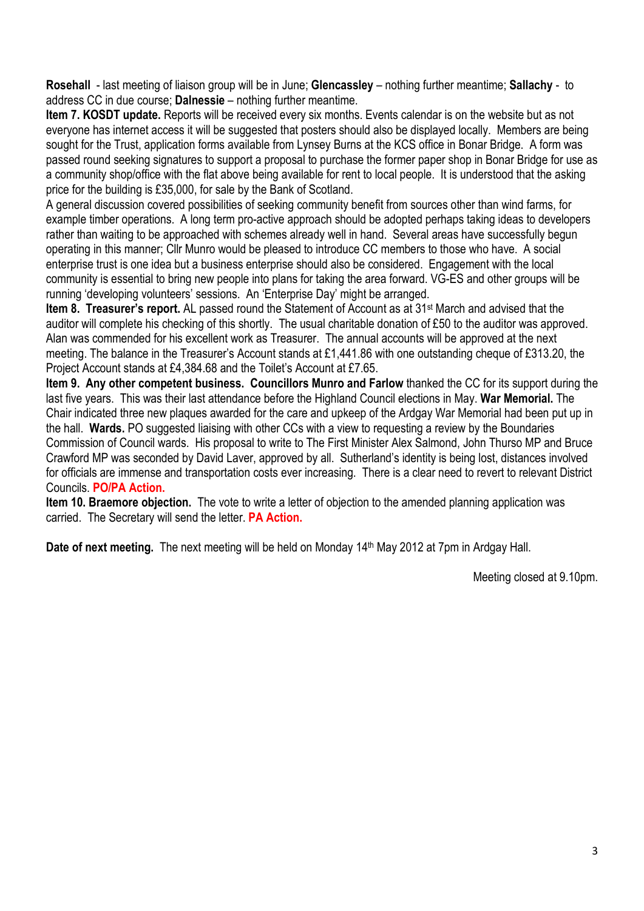**Rosehall** - last meeting of liaison group will be in June; **Glencassley** – nothing further meantime; **Sallachy** - to address CC in due course; **Dalnessie** – nothing further meantime.

**Item 7. KOSDT update.** Reports will be received every six months. Events calendar is on the website but as not everyone has internet access it will be suggested that posters should also be displayed locally. Members are being sought for the Trust, application forms available from Lynsey Burns at the KCS office in Bonar Bridge. A form was passed round seeking signatures to support a proposal to purchase the former paper shop in Bonar Bridge for use as a community shop/office with the flat above being available for rent to local people. It is understood that the asking price for the building is £35,000, for sale by the Bank of Scotland.

A general discussion covered possibilities of seeking community benefit from sources other than wind farms, for example timber operations. A long term pro-active approach should be adopted perhaps taking ideas to developers rather than waiting to be approached with schemes already well in hand. Several areas have successfully begun operating in this manner; Cllr Munro would be pleased to introduce CC members to those who have. A social enterprise trust is one idea but a business enterprise should also be considered. Engagement with the local community is essential to bring new people into plans for taking the area forward. VG-ES and other groups will be running 'developing volunteers' sessions. An 'Enterprise Day' might be arranged.

**Item 8. Treasurer's report.** AL passed round the Statement of Account as at 31st March and advised that the auditor will complete his checking of this shortly. The usual charitable donation of £50 to the auditor was approved. Alan was commended for his excellent work as Treasurer. The annual accounts will be approved at the next meeting. The balance in the Treasurer's Account stands at £1,441.86 with one outstanding cheque of £313.20, the Project Account stands at £4,384.68 and the Toilet's Account at £7.65.

**Item 9. Any other competent business. Councillors Munro and Farlow** thanked the CC for its support during the last five years. This was their last attendance before the Highland Council elections in May. **War Memorial.** The Chair indicated three new plaques awarded for the care and upkeep of the Ardgay War Memorial had been put up in the hall. **Wards.** PO suggested liaising with other CCs with a view to requesting a review by the Boundaries Commission of Council wards. His proposal to write to The First Minister Alex Salmond, John Thurso MP and Bruce Crawford MP was seconded by David Laver, approved by all. Sutherland's identity is being lost, distances involved for officials are immense and transportation costs ever increasing. There is a clear need to revert to relevant District Councils. **PO/PA Action.**

**Item 10. Braemore objection.** The vote to write a letter of objection to the amended planning application was carried. The Secretary will send the letter. **PA Action.**

**Date of next meeting.** The next meeting will be held on Monday 14th May 2012 at 7pm in Ardgay Hall.

Meeting closed at 9.10pm.